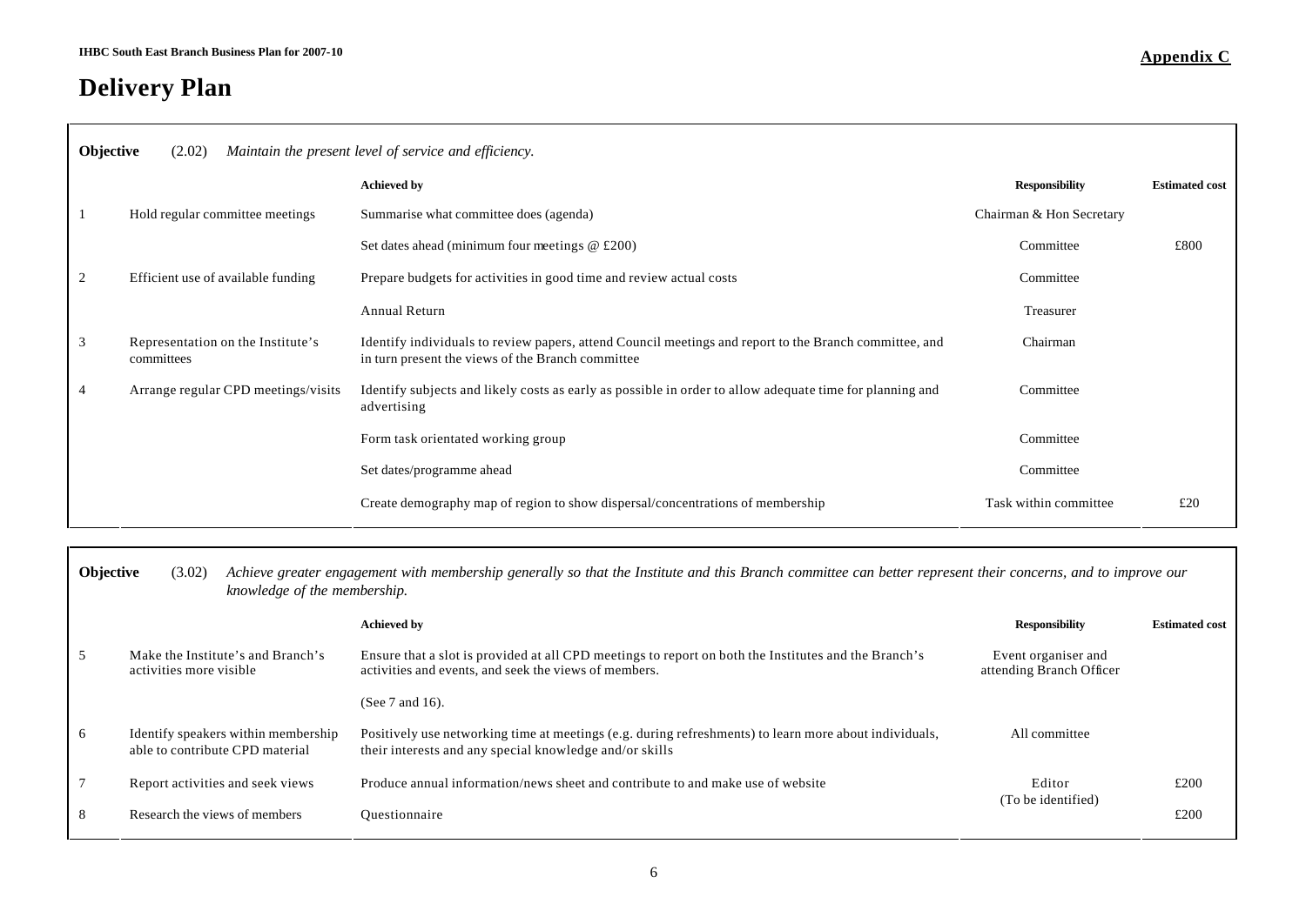**Appendix C**

# Delivery Plan

**Objective** (2.02) *Maintain the present level of service and efficiency.*

| | | Achieved by | Responsibility | Estimated cost |
|---|---|---|---|---|
| 1 | Hold regular committee meetings | Summarise what committee does (agenda) | Chairman & Hon Secretary | |
| | | Set dates ahead (minimum four meetings @ £200) | Committee | £800 |
| 2 | Efficient use of available funding | Prepare budgets for activities in good time and review actual costs | Committee | |
| | | Annual Return | Treasurer | |
| 3 | Representation on the Institute's committees | Identify individuals to review papers, attend Council meetings and report to the Branch committee, and in turn present the views of the Branch committee | Chairman | |
| 4 | Arrange regular CPD meetings/visits | Identify subjects and likely costs as early as possible in order to allow adequate time for planning and advertising | Committee | |
| | | Form task orientated working group | Committee | |
| | | Set dates/programme ahead | Committee | |
| | | Create demography map of region to show dispersal/concentrations of membership | Task within committee | £20 |

**Objective** (3.02) *Achieve greater engagement with membership generally so that the Institute and this Branch committee can better represent their concerns, and to improve our knowledge of the membership.*

| | | Achieved by | Responsibility | Estimated cost |
|---|---|---|---|---|
| 5 | Make the Institute's and Branch's activities more visible | Ensure that a slot is provided at all CPD meetings to report on both the Institutes and the Branch's activities and events, and seek the views of members. | Event organiser and attending Branch Officer | |
| | | (See 7 and 16). | | |
| 6 | Identify speakers within membership able to contribute CPD material | Positively use networking time at meetings (e.g. during refreshments) to learn more about individuals, their interests and any special knowledge and/or skills | All committee | |
| 7 | Report activities and seek views | Produce annual information/news sheet and contribute to and make use of website | Editor (To be identified) | £200 |
| 8 | Research the views of members | Questionnaire | | £200 |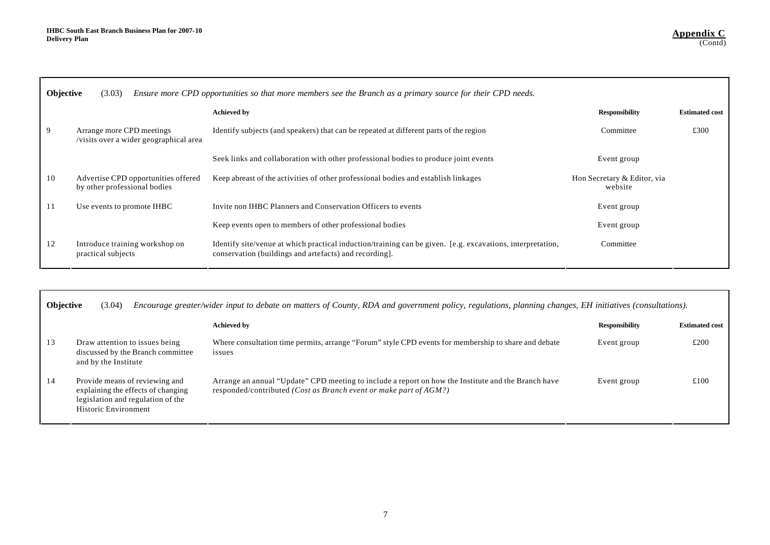**Appendix C** (Contd)

| **Objective** | (3.03) *Ensure more CPD opportunities so that more members see the Branch as a primary source for their CPD needs.* | | | |
|---|---|---|---|---|
| | | **Achieved by** | **Responsibility** | **Estimated cost** |
| 9 | Arrange more CPD meetings /visits over a wider geographical area | Identify subjects (and speakers) that can be repeated at different parts of the region | Committee | £300 |
| | | Seek links and collaboration with other professional bodies to produce joint events | Event group | |
| 10 | Advertise CPD opportunities offered by other professional bodies | Keep abreast of the activities of other professional bodies and establish linkages | Hon Secretary & Editor, via website | |
| 11 | Use events to promote IHBC | Invite non IHBC Planners and Conservation Officers to events | Event group | |
| | | Keep events open to members of other professional bodies | Event group | |
| 12 | Introduce training workshop on practical subjects | Identify site/venue at which practical induction/training can be given. [e.g. excavations, interpretation, conservation (buildings and artefacts) and recording]. | Committee | |

| **Objective** | (3.04) *Encourage greater/wider input to debate on matters of County, RDA and government policy, regulations, planning changes, EH initiatives (consultations).* | | | |
|---|---|---|---|---|
| | | **Achieved by** | **Responsibility** | **Estimated cost** |
| 13 | Draw attention to issues being discussed by the Branch committee and by the Institute | Where consultation time permits, arrange "Forum" style CPD events for membership to share and debate issues | Event group | £200 |
| 14 | Provide means of reviewing and explaining the effects of changing legislation and regulation of the Historic Environment | Arrange an annual "Update" CPD meeting to include a report on how the Institute and the Branch have responded/contributed *(Cost as Branch event or make part of AGM?)* | Event group | £100 |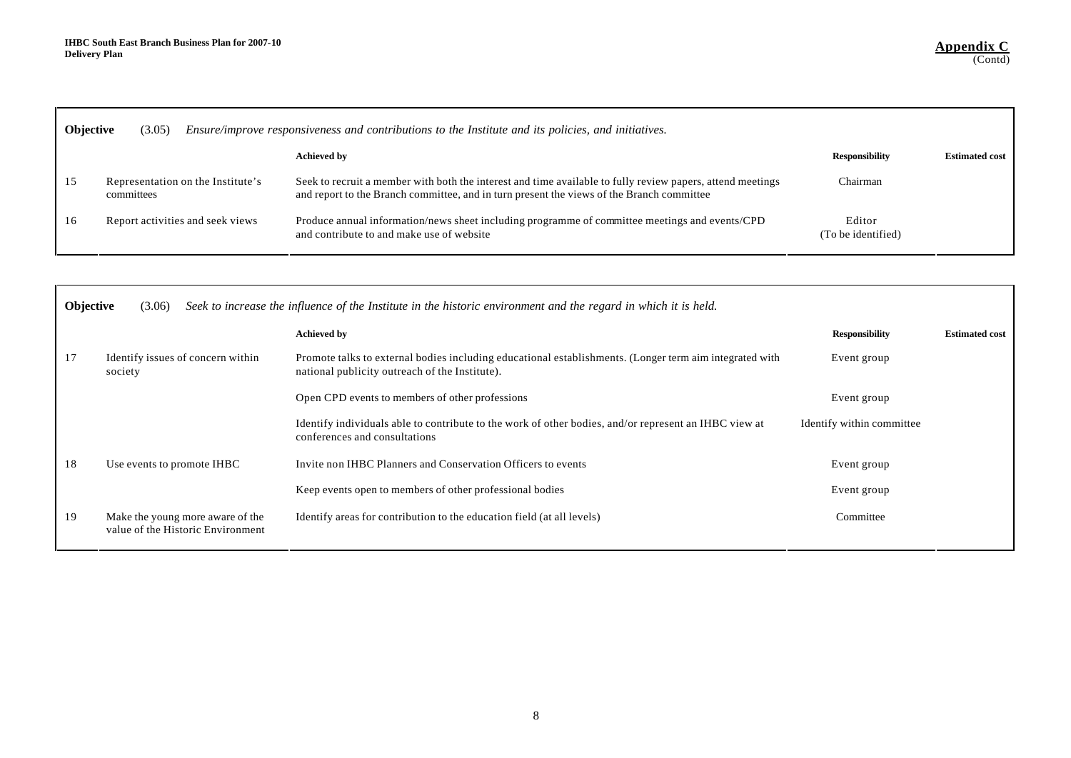**Appendix C** (Contd)

| **Objective** | (3.05) *Ensure/improve responsiveness and contributions to the Institute and its policies, and initiatives.* | | | |
|---|---|---|---|---|
| | | **Achieved by** | **Responsibility** | **Estimated cost** |
| 15 | Representation on the Institute's committees | Seek to recruit a member with both the interest and time available to fully review papers, attend meetings and report to the Branch committee, and in turn present the views of the Branch committee | Chairman | |
| 16 | Report activities and seek views | Produce annual information/news sheet including programme of committee meetings and events/CPD and contribute to and make use of website | Editor (To be identified) | |

| **Objective** | (3.06) *Seek to increase the influence of the Institute in the historic environment and the regard in which it is held.* | | | |
|---|---|---|---|---|
| | | **Achieved by** | **Responsibility** | **Estimated cost** |
| 17 | Identify issues of concern within society | Promote talks to external bodies including educational establishments. (Longer term aim integrated with national publicity outreach of the Institute). | Event group | |
| | | Open CPD events to members of other professions | Event group | |
| | | Identify individuals able to contribute to the work of other bodies, and/or represent an IHBC view at conferences and consultations | Identify within committee | |
| 18 | Use events to promote IHBC | Invite non IHBC Planners and Conservation Officers to events | Event group | |
| | | Keep events open to members of other professional bodies | Event group | |
| 19 | Make the young more aware of the value of the Historic Environment | Identify areas for contribution to the education field (at all levels) | Committee | |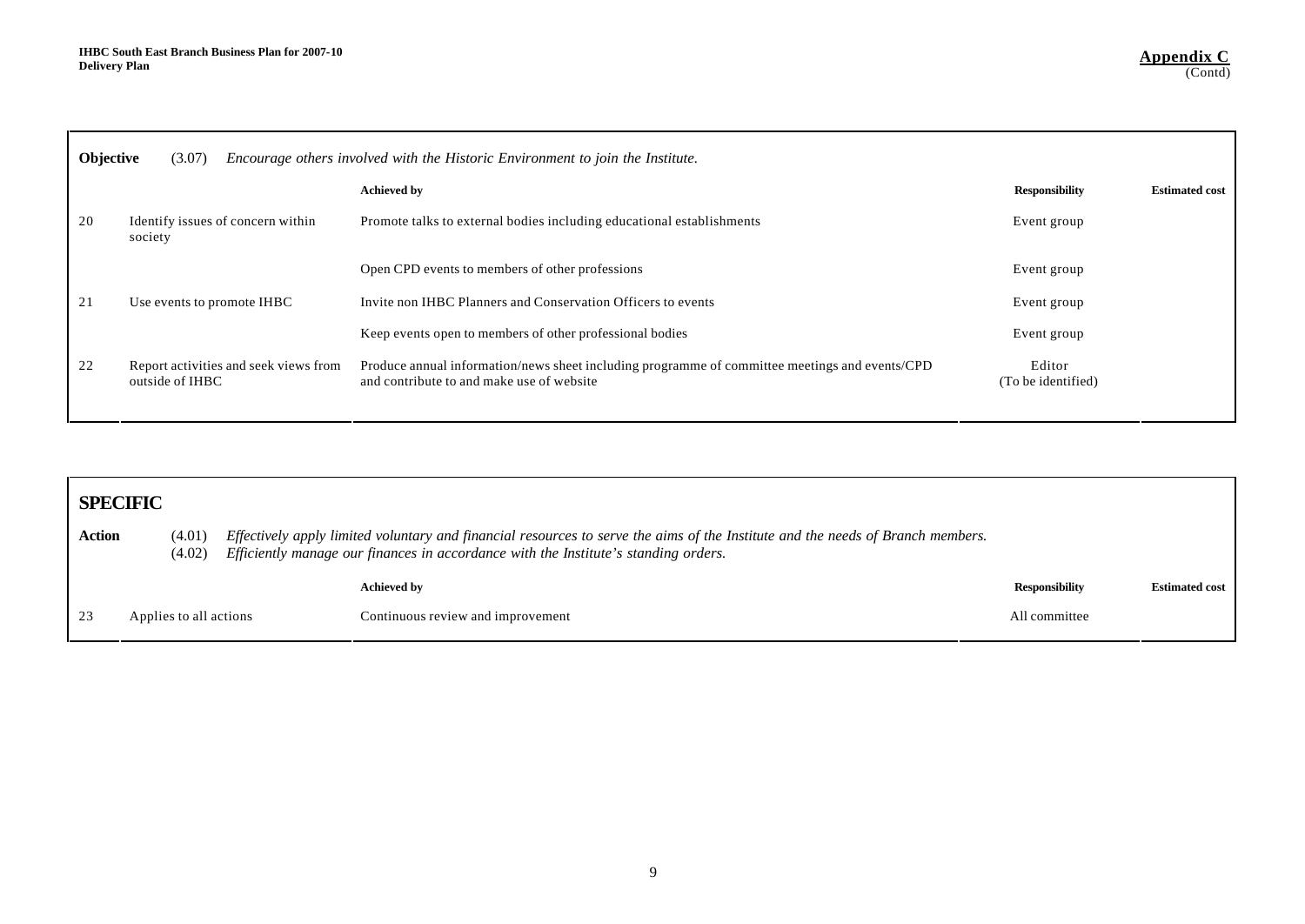**Appendix C** (Contd)

| **Objective** | (3.07) *Encourage others involved with the Historic Environment to join the Institute.* | | | |
|---|---|---|---|---|
| | | **Achieved by** | **Responsibility** | **Estimated cost** |
| 20 | Identify issues of concern within society | Promote talks to external bodies including educational establishments | Event group | |
| | | Open CPD events to members of other professions | Event group | |
| 21 | Use events to promote IHBC | Invite non IHBC Planners and Conservation Officers to events | Event group | |
| | | Keep events open to members of other professional bodies | Event group | |
| 22 | Report activities and seek views from outside of IHBC | Produce annual information/news sheet including programme of committee meetings and events/CPD and contribute to and make use of website | Editor (To be identified) | |

## SPECIFIC

| **Action** | (4.01) *Effectively apply limited voluntary and financial resources to serve the aims of the Institute and the needs of Branch members.* (4.02) *Efficiently manage our finances in accordance with the Institute's standing orders.* | | | |
|---|---|---|---|---|
| | | **Achieved by** | **Responsibility** | **Estimated cost** |
| 23 | Applies to all actions | Continuous review and improvement | All committee | |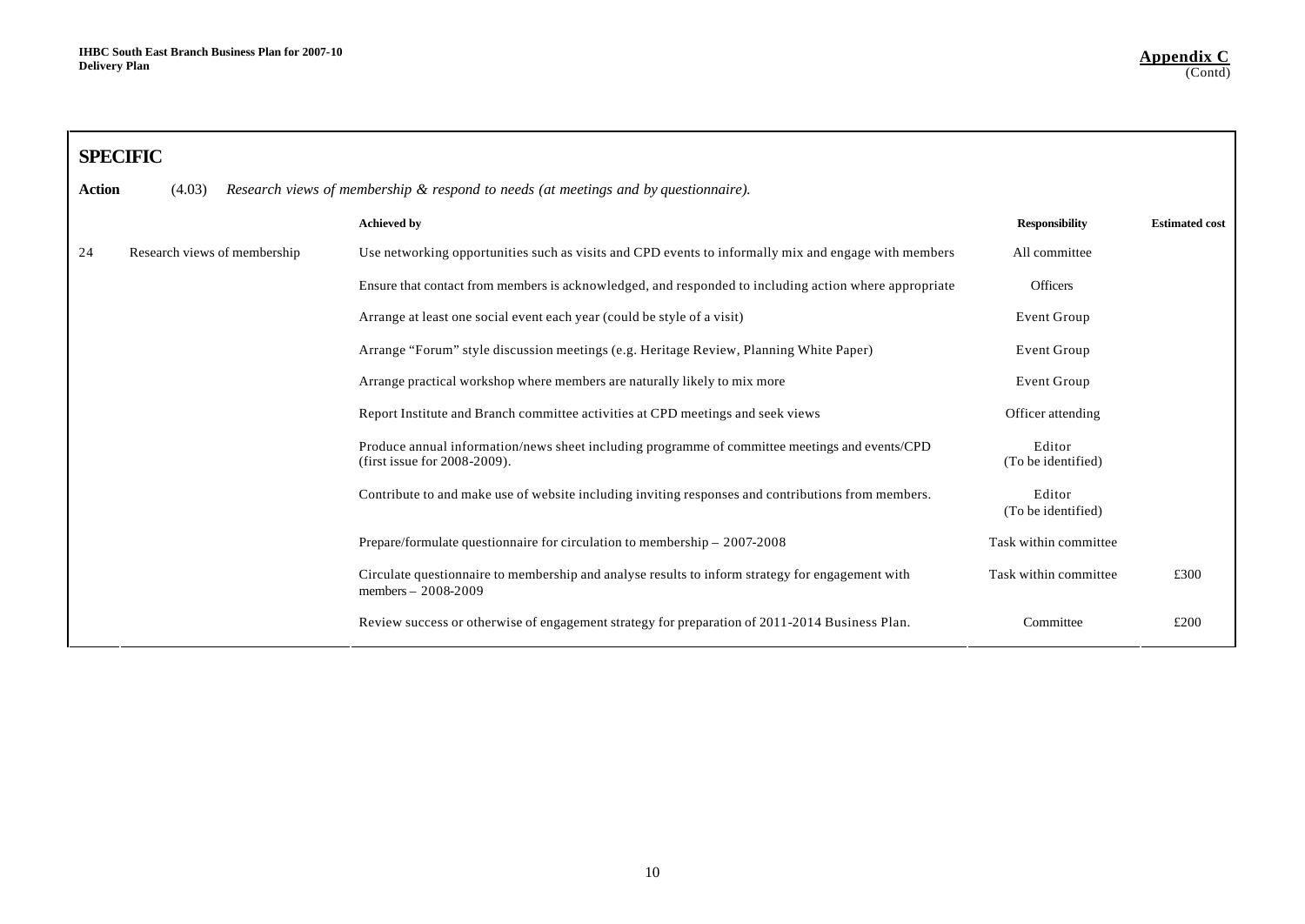**Appendix C**
(Contd)

## SPECIFIC

**Action** (4.03) *Research views of membership & respond to needs (at meetings and by questionnaire).*

| | | Achieved by | Responsibility | Estimated cost |
|---|---|---|---|---|
| 24 | Research views of membership | Use networking opportunities such as visits and CPD events to informally mix and engage with members | All committee | |
| | | Ensure that contact from members is acknowledged, and responded to including action where appropriate | Officers | |
| | | Arrange at least one social event each year (could be style of a visit) | Event Group | |
| | | Arrange "Forum" style discussion meetings (e.g. Heritage Review, Planning White Paper) | Event Group | |
| | | Arrange practical workshop where members are naturally likely to mix more | Event Group | |
| | | Report Institute and Branch committee activities at CPD meetings and seek views | Officer attending | |
| | | Produce annual information/news sheet including programme of committee meetings and events/CPD (first issue for 2008-2009). | Editor (To be identified) | |
| | | Contribute to and make use of website including inviting responses and contributions from members. | Editor (To be identified) | |
| | | Prepare/formulate questionnaire for circulation to membership – 2007-2008 | Task within committee | |
| | | Circulate questionnaire to membership and analyse results to inform strategy for engagement with members – 2008-2009 | Task within committee | £300 |
| | | Review success or otherwise of engagement strategy for preparation of 2011-2014 Business Plan. | Committee | £200 |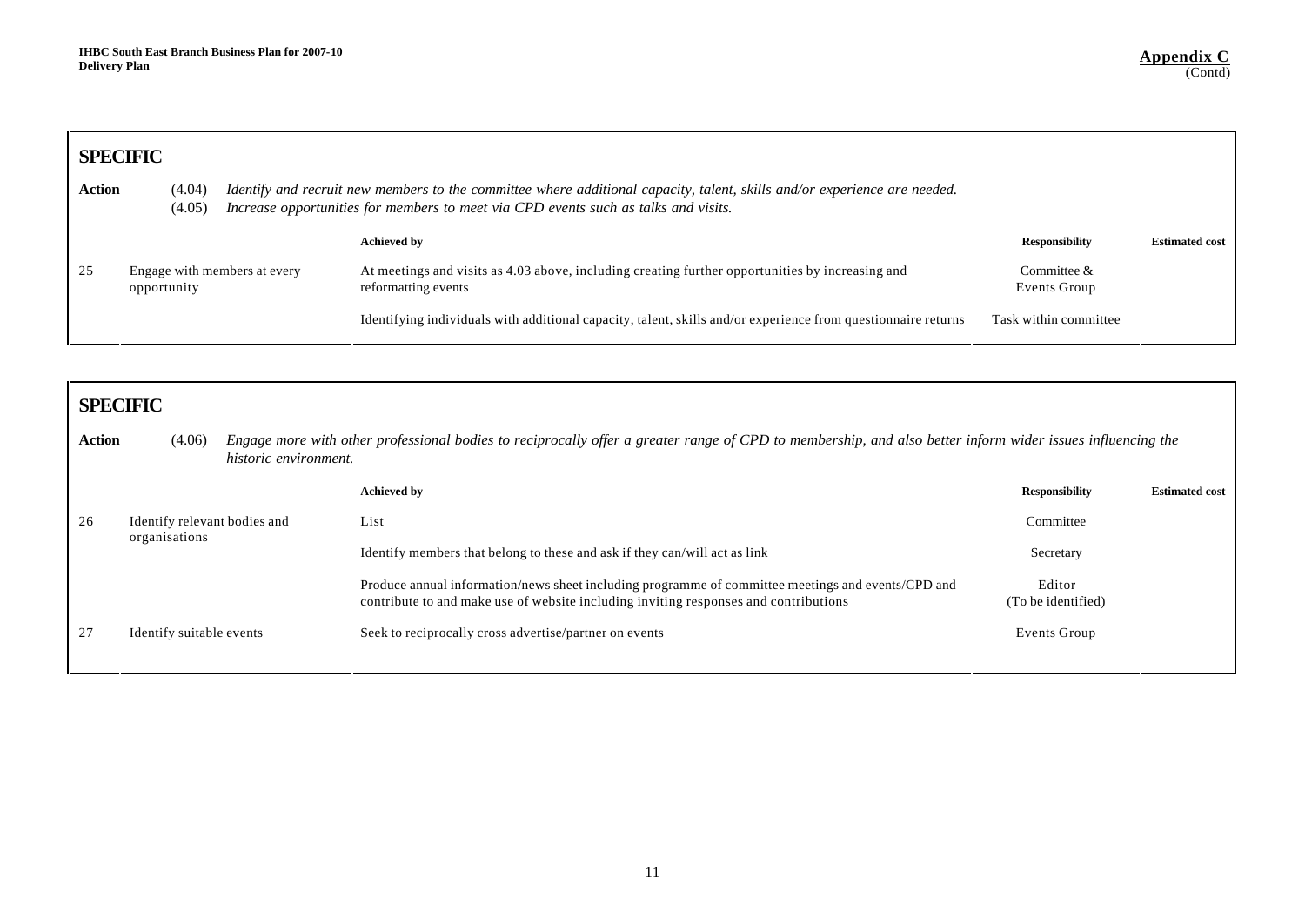**Appendix C**
(Contd)

## SPECIFIC

**Action** (4.04) *Identify and recruit new members to the committee where additional capacity, talent, skills and/or experience are needed.*
(4.05) *Increase opportunities for members to meet via CPD events such as talks and visits.*

| | | Achieved by | Responsibility | Estimated cost |
|---|---|---|---|---|
| 25 | Engage with members at every opportunity | At meetings and visits as 4.03 above, including creating further opportunities by increasing and reformatting events | Committee & Events Group | |
| | | Identifying individuals with additional capacity, talent, skills and/or experience from questionnaire returns | Task within committee | |

## SPECIFIC

**Action** (4.06) *Engage more with other professional bodies to reciprocally offer a greater range of CPD to membership, and also better inform wider issues influencing the historic environment.*

| | | Achieved by | Responsibility | Estimated cost |
|---|---|---|---|---|
| 26 | Identify relevant bodies and organisations | List | Committee | |
| | | Identify members that belong to these and ask if they can/will act as link | Secretary | |
| | | Produce annual information/news sheet including programme of committee meetings and events/CPD and contribute to and make use of website including inviting responses and contributions | Editor (To be identified) | |
| 27 | Identify suitable events | Seek to reciprocally cross advertise/partner on events | Events Group | |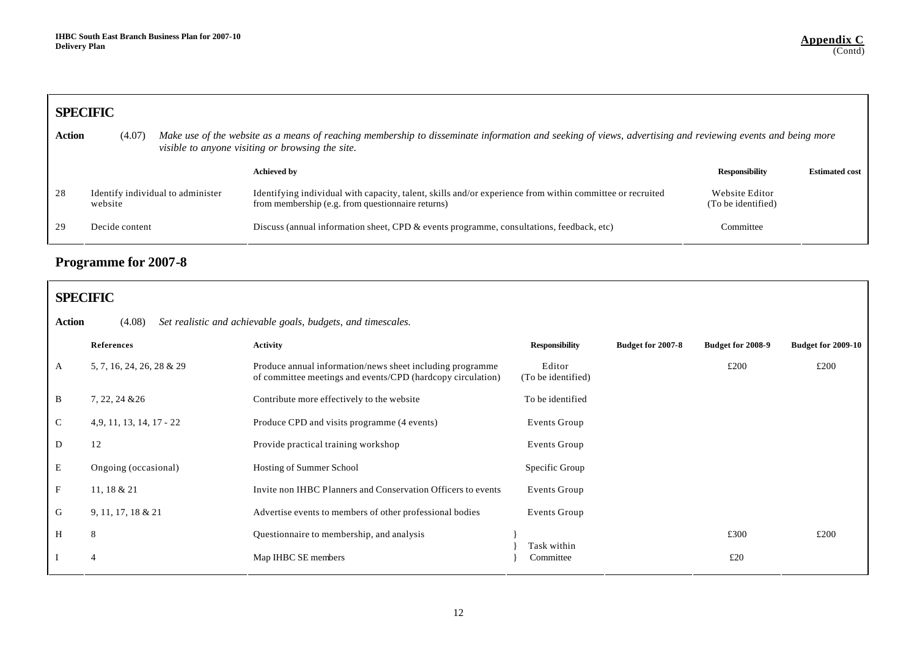## SPECIFIC

**Action** (4.07) *Make use of the website as a means of reaching membership to disseminate information and seeking of views, advertising and reviewing events and being more visible to anyone visiting or browsing the site.*

| | | Achieved by | Responsibility | Estimated cost |
|---|---|---|---|---|
| 28 | Identify individual to administer website | Identifying individual with capacity, talent, skills and/or experience from within committee or recruited from membership (e.g. from questionnaire returns) | Website Editor (To be identified) | |
| 29 | Decide content | Discuss (annual information sheet, CPD & events programme, consultations, feedback, etc) | Committee | |

## Programme for 2007-8

## SPECIFIC

**Action** (4.08) *Set realistic and achievable goals, budgets, and timescales.*

| | References | Activity | Responsibility | Budget for 2007-8 | Budget for 2008-9 | Budget for 2009-10 |
|---|---|---|---|---|---|---|
| A | 5, 7, 16, 24, 26, 28 & 29 | Produce annual information/news sheet including programme of committee meetings and events/CPD (hardcopy circulation) | Editor (To be identified) | | £200 | £200 |
| B | 7, 22, 24 &26 | Contribute more effectively to the website | To be identified | | | |
| C | 4,9, 11, 13, 14, 17 - 22 | Produce CPD and visits programme (4 events) | Events Group | | | |
| D | 12 | Provide practical training workshop | Events Group | | | |
| E | Ongoing (occasional) | Hosting of Summer School | Specific Group | | | |
| F | 11, 18 & 21 | Invite non IHBC Planners and Conservation Officers to events | Events Group | | | |
| G | 9, 11, 17, 18 & 21 | Advertise events to members of other professional bodies | Events Group | | | |
| H | 8 | Questionnaire to membership, and analysis | } Task within Committee | | £300 | £200 |
| I | 4 | Map IHBC SE members | } | | £20 | |